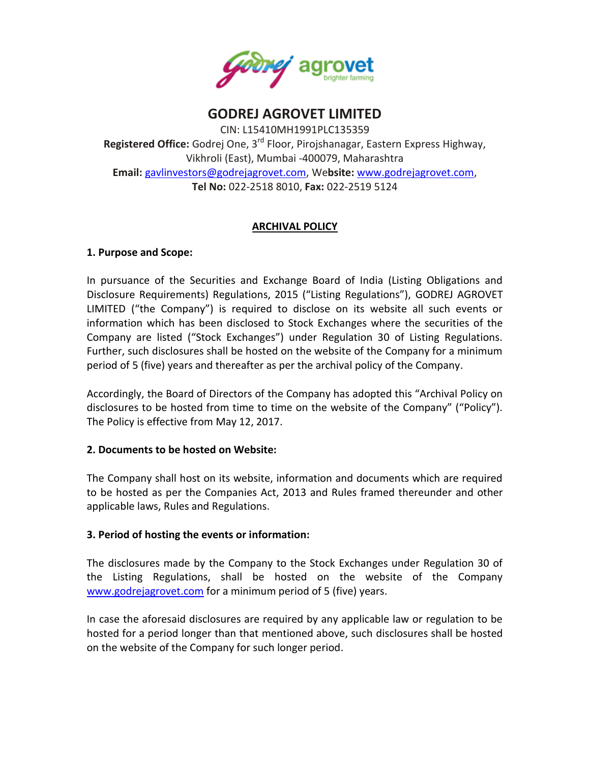# GODREJ AGROVET LIMITED

CIN: L15410MH1991PLC135359
**Registered Office:** Godrej One, 3rd Floor, Pirojshanagar, Eastern Express Highway, Vikhroli (East), Mumbai -400079, Maharashtra
**Email:** gavlinvestors@godrejagrovet.com, **Website:** www.godrejagrovet.com,
**Tel No:** 022-2518 8010, **Fax:** 022-2519 5124

## ARCHIVAL POLICY

### 1. Purpose and Scope:

In pursuance of the Securities and Exchange Board of India (Listing Obligations and Disclosure Requirements) Regulations, 2015 ("Listing Regulations"), GODREJ AGROVET LIMITED ("the Company") is required to disclose on its website all such events or information which has been disclosed to Stock Exchanges where the securities of the Company are listed ("Stock Exchanges") under Regulation 30 of Listing Regulations. Further, such disclosures shall be hosted on the website of the Company for a minimum period of 5 (five) years and thereafter as per the archival policy of the Company.

Accordingly, the Board of Directors of the Company has adopted this "Archival Policy on disclosures to be hosted from time to time on the website of the Company" ("Policy"). The Policy is effective from May 12, 2017.

### 2. Documents to be hosted on Website:

The Company shall host on its website, information and documents which are required to be hosted as per the Companies Act, 2013 and Rules framed thereunder and other applicable laws, Rules and Regulations.

### 3. Period of hosting the events or information:

The disclosures made by the Company to the Stock Exchanges under Regulation 30 of the Listing Regulations, shall be hosted on the website of the Company www.godrejagrovet.com for a minimum period of 5 (five) years.

In case the aforesaid disclosures are required by any applicable law or regulation to be hosted for a period longer than that mentioned above, such disclosures shall be hosted on the website of the Company for such longer period.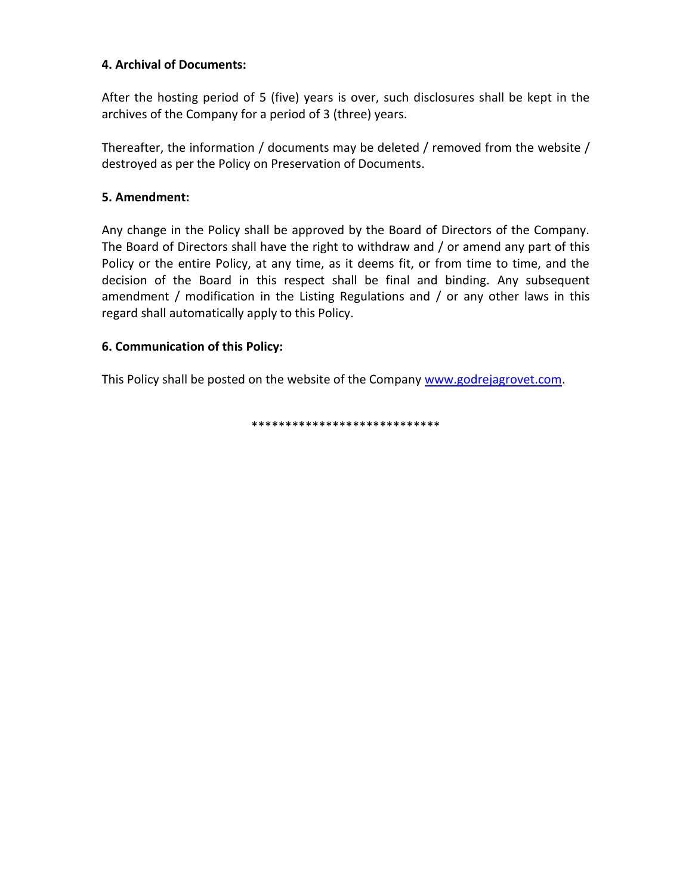**4. Archival of Documents:**

After the hosting period of 5 (five) years is over, such disclosures shall be kept in the archives of the Company for a period of 3 (three) years.

Thereafter, the information / documents may be deleted / removed from the website / destroyed as per the Policy on Preservation of Documents.

**5. Amendment:**

Any change in the Policy shall be approved by the Board of Directors of the Company. The Board of Directors shall have the right to withdraw and / or amend any part of this Policy or the entire Policy, at any time, as it deems fit, or from time to time, and the decision of the Board in this respect shall be final and binding. Any subsequent amendment / modification in the Listing Regulations and / or any other laws in this regard shall automatically apply to this Policy.

**6. Communication of this Policy:**

This Policy shall be posted on the website of the Company [www.godrejagrovet.com](http://www.godrejagrovet.com).

****************************